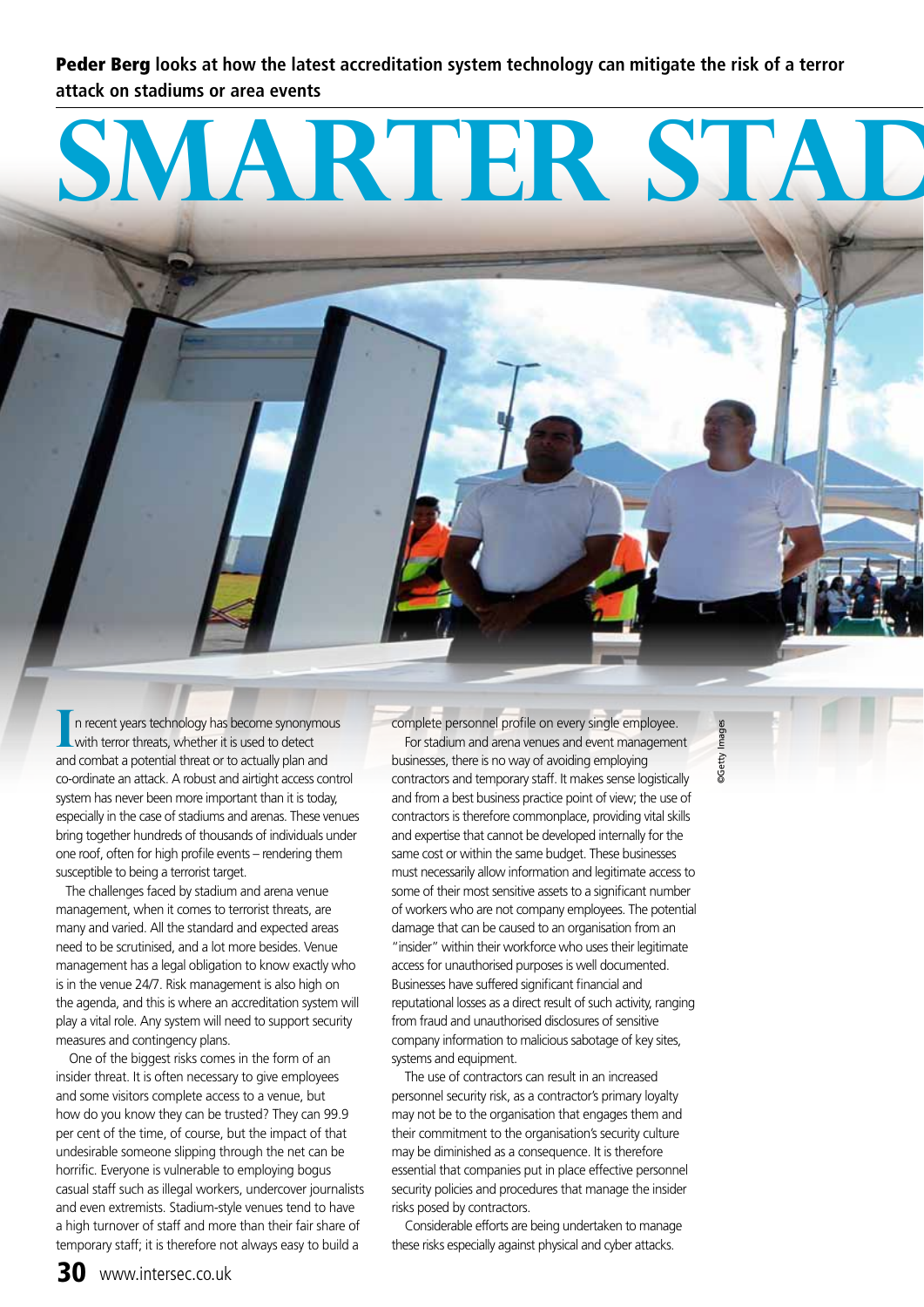**Peder Berg looks at how the latest accreditation system technology can mitigate the risk of a terror attack on stadiums or area events**

# SMARTER STAD

©Getty Images

In recent years technology has become synonymous with terror threats, whether it is used to detect and combat a potential threat or to actually plan and co-ordinate an attack. A robust and airtight access control system has never been more important than it is today, especially in the case of stadiums and arenas. These venues bring together hundreds of thousands of individuals under one roof, often for high profile events – rendering them susceptible to being a terrorist target.

The challenges faced by stadium and arena venue management, when it comes to terrorist threats, are many and varied. All the standard and expected areas need to be scrutinised, and a lot more besides. Venue management has a legal obligation to know exactly who is in the venue 24/7. Risk management is also high on the agenda, and this is where an accreditation system will play a vital role. Any system will need to support security measures and contingency plans.

One of the biggest risks comes in the form of an insider threat. It is often necessary to give employees and some visitors complete access to a venue, but how do you know they can be trusted? They can 99.9 per cent of the time, of course, but the impact of that undesirable someone slipping through the net can be horrific. Everyone is vulnerable to employing bogus casual staff such as illegal workers, undercover journalists and even extremists. Stadium-style venues tend to have a high turnover of staff and more than their fair share of temporary staff; it is therefore not always easy to build a complete personnel profile on every single employee.

For stadium and arena venues and event management businesses, there is no way of avoiding employing contractors and temporary staff. It makes sense logistically and from a best business practice point of view; the use of contractors is therefore commonplace, providing vital skills and expertise that cannot be developed internally for the same cost or within the same budget. These businesses must necessarily allow information and legitimate access to some of their most sensitive assets to a significant number of workers who are not company employees. The potential damage that can be caused to an organisation from an "insider" within their workforce who uses their legitimate access for unauthorised purposes is well documented. Businesses have suffered significant financial and reputational losses as a direct result of such activity, ranging from fraud and unauthorised disclosures of sensitive company information to malicious sabotage of key sites, systems and equipment.

The use of contractors can result in an increased personnel security risk, as a contractor's primary loyalty may not be to the organisation that engages them and their commitment to the organisation's security culture may be diminished as a consequence. It is therefore essential that companies put in place effective personnel security policies and procedures that manage the insider risks posed by contractors.

Considerable efforts are being undertaken to manage these risks especially against physical and cyber attacks.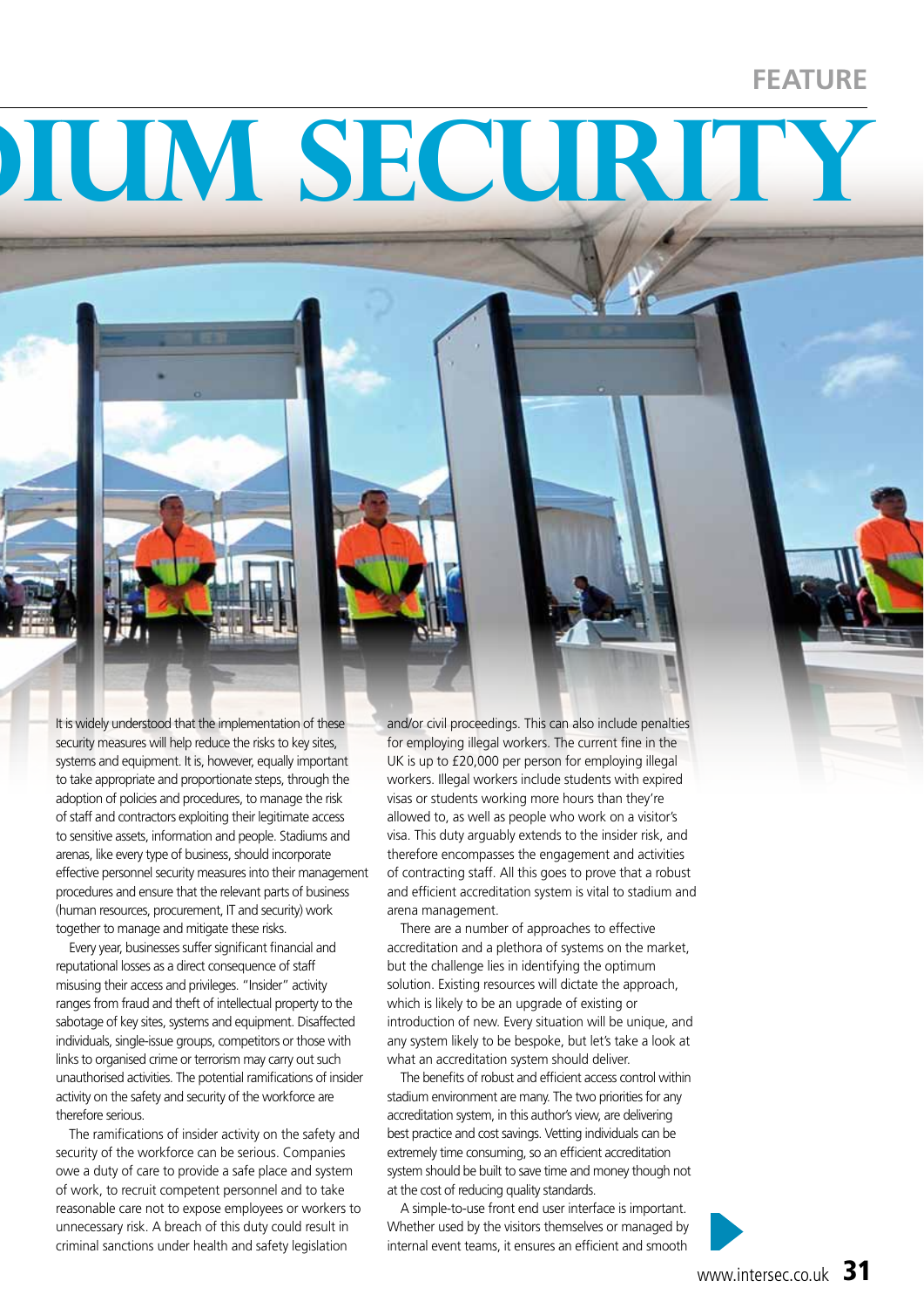# DIUM SECURITY

It is widely understood that the implementation of these security measures will help reduce the risks to key sites, systems and equipment. It is, however, equally important to take appropriate and proportionate steps, through the adoption of policies and procedures, to manage the risk of staff and contractors exploiting their legitimate access to sensitive assets, information and people. Stadiums and arenas, like every type of business, should incorporate effective personnel security measures into their management procedures and ensure that the relevant parts of business (human resources, procurement, IT and security) work together to manage and mitigate these risks.

Every year, businesses suffer significant financial and reputational losses as a direct consequence of staff misusing their access and privileges. "Insider" activity ranges from fraud and theft of intellectual property to the sabotage of key sites, systems and equipment. Disaffected individuals, single-issue groups, competitors or those with links to organised crime or terrorism may carry out such unauthorised activities. The potential ramifications of insider activity on the safety and security of the workforce are therefore serious.

The ramifications of insider activity on the safety and security of the workforce can be serious. Companies owe a duty of care to provide a safe place and system of work, to recruit competent personnel and to take reasonable care not to expose employees or workers to unnecessary risk. A breach of this duty could result in criminal sanctions under health and safety legislation and/or civil proceedings. This can also include penalties for employing illegal workers. The current fine in the UK is up to £20,000 per person for employing illegal workers. Illegal workers include students with expired visas or students working more hours than they're allowed to, as well as people who work on a visitor's visa. This duty arguably extends to the insider risk, and therefore encompasses the engagement and activities of contracting staff. All this goes to prove that a robust and efficient accreditation system is vital to stadium and arena management.

There are a number of approaches to effective accreditation and a plethora of systems on the market, but the challenge lies in identifying the optimum solution. Existing resources will dictate the approach, which is likely to be an upgrade of existing or introduction of new. Every situation will be unique, and any system likely to be bespoke, but let's take a look at what an accreditation system should deliver.

The benefits of robust and efficient access control within stadium environment are many. The two priorities for any accreditation system, in this author's view, are delivering best practice and cost savings. Vetting individuals can be extremely time consuming, so an efficient accreditation system should be built to save time and money though not at the cost of reducing quality standards.

A simple-to-use front end user interface is important. Whether used by the visitors themselves or managed by internal event teams, it ensures an efficient and smooth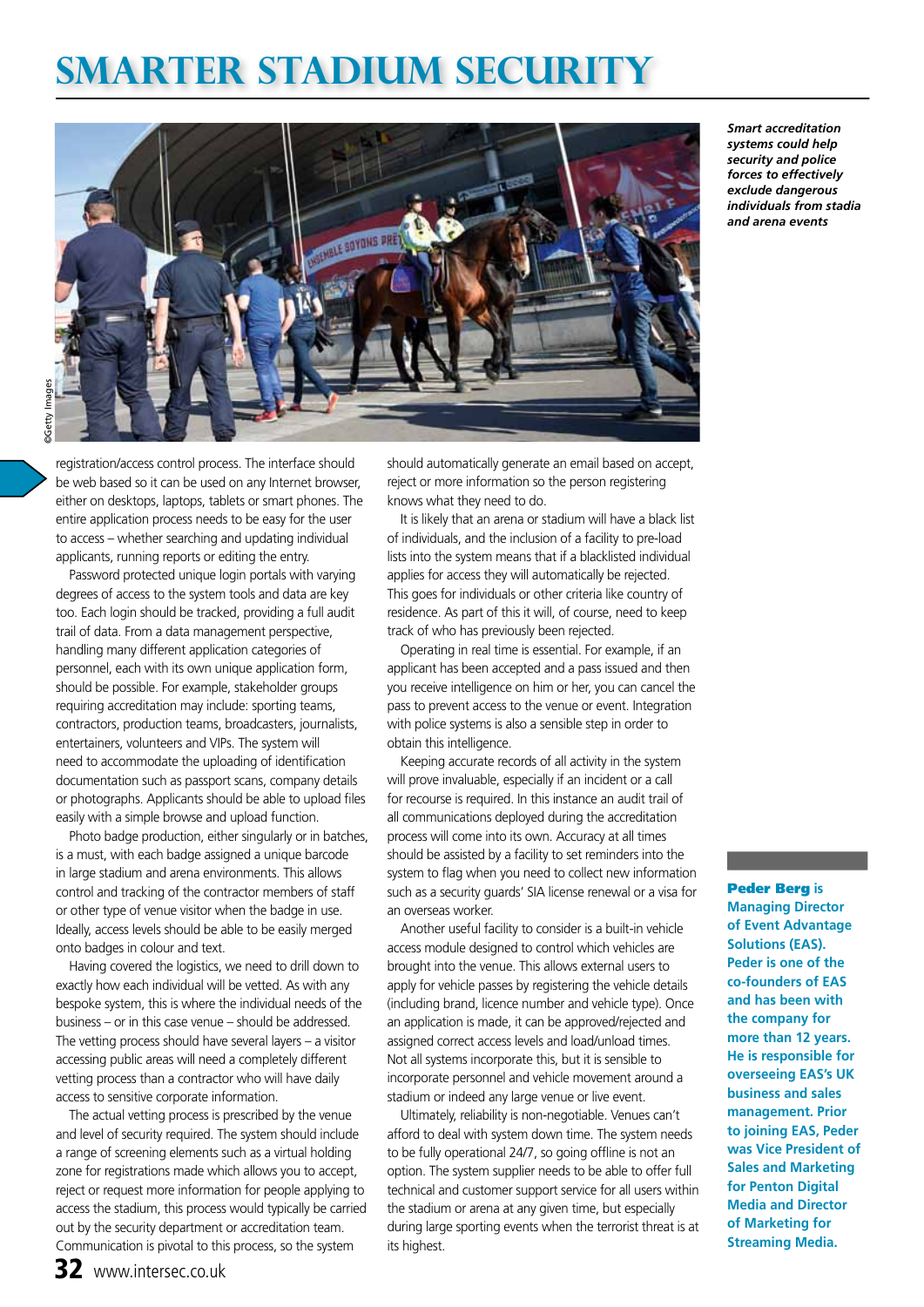# SMARTER STADIUM SECURITY

*Smart accreditation systems could help security and police forces to effectively exclude dangerous individuals from stadia and arena events*

registration/access control process. The interface should be web based so it can be used on any Internet browser, either on desktops, laptops, tablets or smart phones. The entire application process needs to be easy for the user to access – whether searching and updating individual applicants, running reports or editing the entry.

Password protected unique login portals with varying degrees of access to the system tools and data are key too. Each login should be tracked, providing a full audit trail of data. From a data management perspective, handling many different application categories of personnel, each with its own unique application form, should be possible. For example, stakeholder groups requiring accreditation may include: sporting teams, contractors, production teams, broadcasters, journalists, entertainers, volunteers and VIPs. The system will need to accommodate the uploading of identification documentation such as passport scans, company details or photographs. Applicants should be able to upload files easily with a simple browse and upload function.

Photo badge production, either singularly or in batches, is a must, with each badge assigned a unique barcode in large stadium and arena environments. This allows control and tracking of the contractor members of staff or other type of venue visitor when the badge in use. Ideally, access levels should be able to be easily merged onto badges in colour and text.

Having covered the logistics, we need to drill down to exactly how each individual will be vetted. As with any bespoke system, this is where the individual needs of the business – or in this case venue – should be addressed. The vetting process should have several layers – a visitor accessing public areas will need a completely different vetting process than a contractor who will have daily access to sensitive corporate information.

The actual vetting process is prescribed by the venue and level of security required. The system should include a range of screening elements such as a virtual holding zone for registrations made which allows you to accept, reject or request more information for people applying to access the stadium, this process would typically be carried out by the security department or accreditation team. Communication is pivotal to this process, so the system should automatically generate an email based on accept, reject or more information so the person registering knows what they need to do.

It is likely that an arena or stadium will have a black list of individuals, and the inclusion of a facility to pre-load lists into the system means that if a blacklisted individual applies for access they will automatically be rejected. This goes for individuals or other criteria like country of residence. As part of this it will, of course, need to keep track of who has previously been rejected.

Operating in real time is essential. For example, if an applicant has been accepted and a pass issued and then you receive intelligence on him or her, you can cancel the pass to prevent access to the venue or event. Integration with police systems is also a sensible step in order to obtain this intelligence.

Keeping accurate records of all activity in the system will prove invaluable, especially if an incident or a call for recourse is required. In this instance an audit trail of all communications deployed during the accreditation process will come into its own. Accuracy at all times should be assisted by a facility to set reminders into the system to flag when you need to collect new information such as a security guards' SIA license renewal or a visa for an overseas worker.

Another useful facility to consider is a built-in vehicle access module designed to control which vehicles are brought into the venue. This allows external users to apply for vehicle passes by registering the vehicle details (including brand, licence number and vehicle type). Once an application is made, it can be approved/rejected and assigned correct access levels and load/unload times. Not all systems incorporate this, but it is sensible to incorporate personnel and vehicle movement around a stadium or indeed any large venue or live event.

Ultimately, reliability is non-negotiable. Venues can't afford to deal with system down time. The system needs to be fully operational 24/7, so going offline is not an option. The system supplier needs to be able to offer full technical and customer support service for all users within the stadium or arena at any given time, but especially during large sporting events when the terrorist threat is at its highest.

**Peder Berg is Managing Director of Event Advantage Solutions (EAS). Peder is one of the co-founders of EAS and has been with the company for more than 12 years. He is responsible for overseeing EAS's UK business and sales management. Prior to joining EAS, Peder was Vice President of Sales and Marketing for Penton Digital Media and Director of Marketing for Streaming Media.**